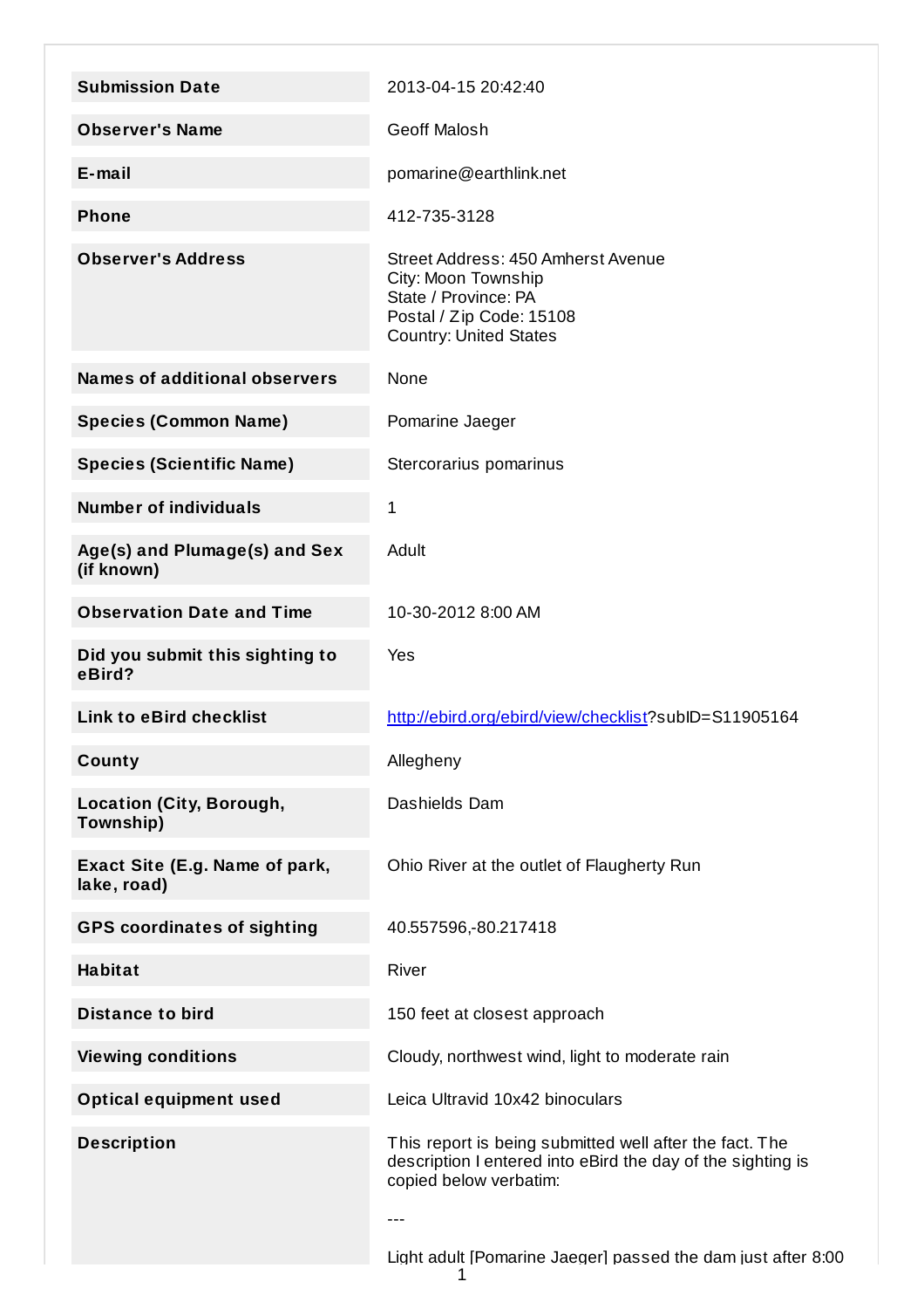| | |
|---|---|
| **Submission Date** | 2013-04-15 20:42:40 |
| **Observer's Name** | Geoff Malosh |
| **E-mail** | pomarine@earthlink.net |
| **Phone** | 412-735-3128 |
| **Observer's Address** | Street Address: 450 Amherst Avenue<br>City: Moon Township<br>State / Province: PA<br>Postal / Zip Code: 15108<br>Country: United States |
| **Names of additional observers** | None |
| **Species (Common Name)** | Pomarine Jaeger |
| **Species (Scientific Name)** | Stercorarius pomarinus |
| **Number of individuals** | 1 |
| **Age(s) and Plumage(s) and Sex (if known)** | Adult |
| **Observation Date and Time** | 10-30-2012 8:00 AM |
| **Did you submit this sighting to eBird?** | Yes |
| **Link to eBird checklist** | http://ebird.org/ebird/view/checklist?subID=S11905164 |
| **County** | Allegheny |
| **Location (City, Borough, Township)** | Dashields Dam |
| **Exact Site (E.g. Name of park, lake, road)** | Ohio River at the outlet of Flaugherty Run |
| **GPS coordinates of sighting** | 40.557596,-80.217418 |
| **Habitat** | River |
| **Distance to bird** | 150 feet at closest approach |
| **Viewing conditions** | Cloudy, northwest wind, light to moderate rain |
| **Optical equipment used** | Leica Ultravid 10x42 binoculars |
| **Description** | This report is being submitted well after the fact. The description I entered into eBird the day of the sighting is copied below verbatim:<br><br>---<br><br>Light adult [Pomarine Jaeger] passed the dam just after 8:00 |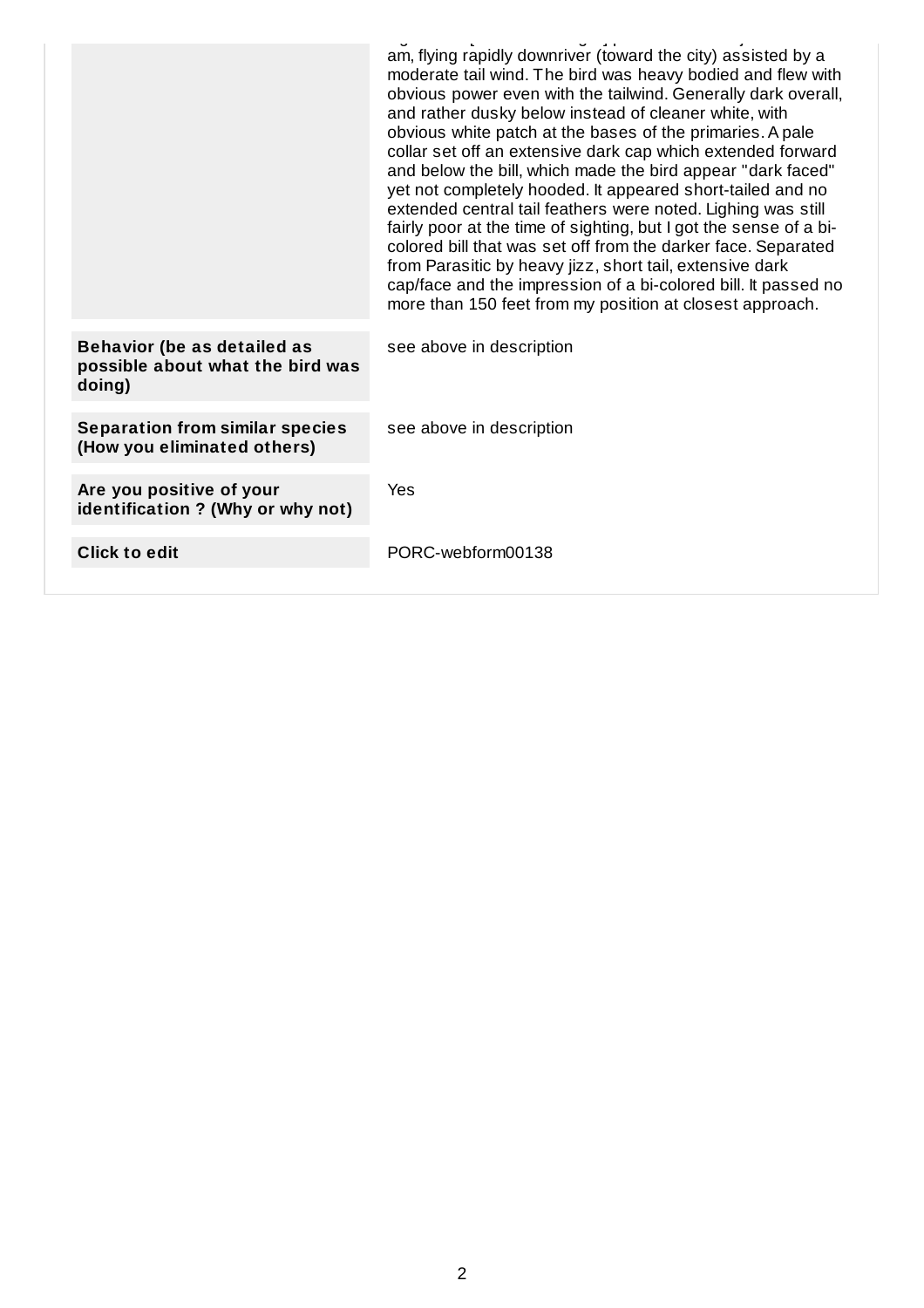| | |
|---|---|
| | am, flying rapidly downriver (toward the city) assisted by a moderate tail wind. The bird was heavy bodied and flew with obvious power even with the tailwind. Generally dark overall, and rather dusky below instead of cleaner white, with obvious white patch at the bases of the primaries. A pale collar set off an extensive dark cap which extended forward and below the bill, which made the bird appear "dark faced" yet not completely hooded. It appeared short-tailed and no extended central tail feathers were noted. Lighing was still fairly poor at the time of sighting, but I got the sense of a bi-colored bill that was set off from the darker face. Separated from Parasitic by heavy jizz, short tail, extensive dark cap/face and the impression of a bi-colored bill. It passed no more than 150 feet from my position at closest approach. |
| **Behavior (be as detailed as possible about what the bird was doing)** | see above in description |
| **Separation from similar species (How you eliminated others)** | see above in description |
| **Are you positive of your identification ? (Why or why not)** | Yes |
| **Click to edit** | PORC-webform00138 |